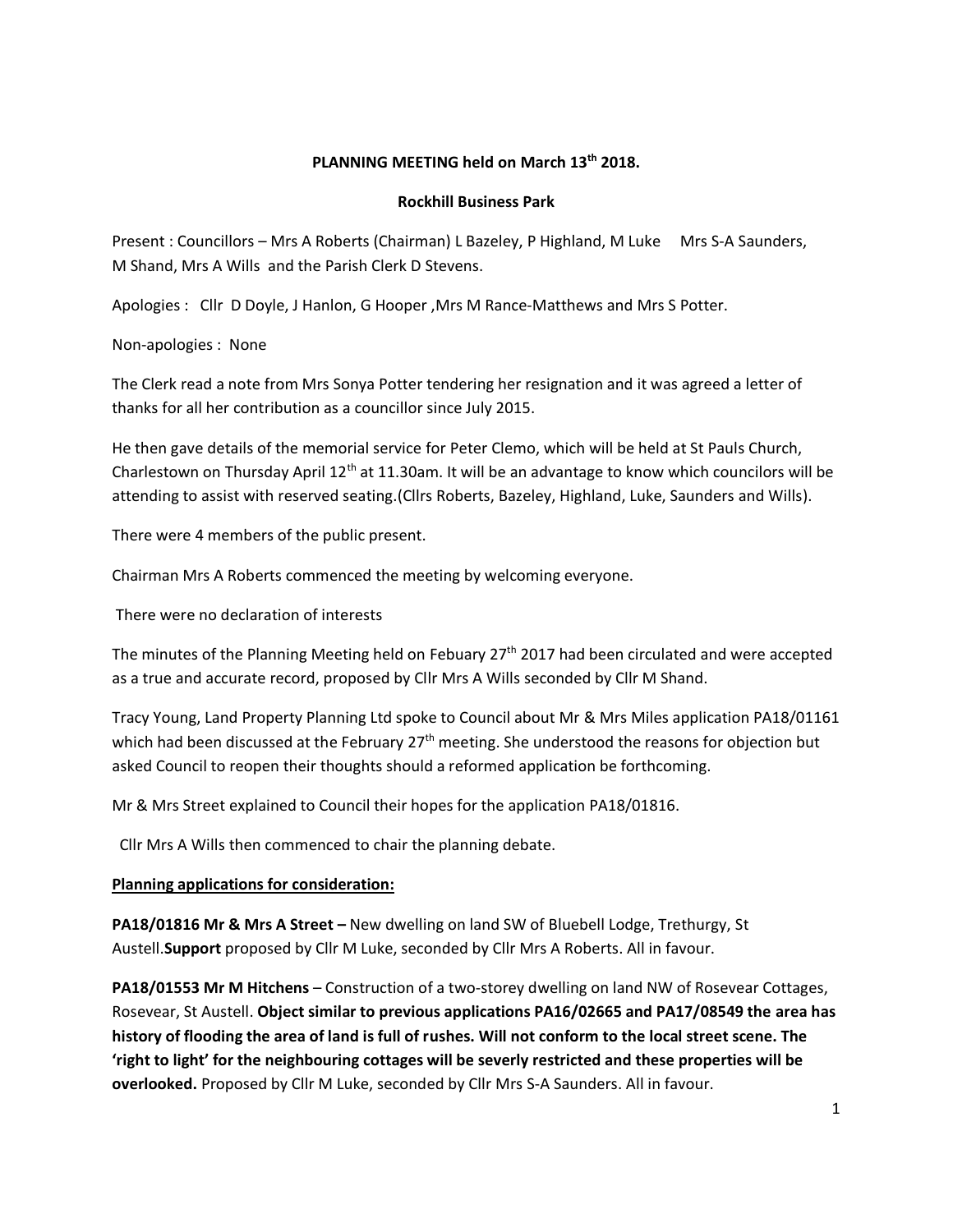**PLANNING MEETING held on March 13th 2018.**

**Rockhill Business Park**

Present : Councillors – Mrs A Roberts (Chairman) L Bazeley, P Highland, M Luke Mrs S-A Saunders, M Shand, Mrs A Wills and the Parish Clerk D Stevens.

Apologies : Cllr D Doyle, J Hanlon, G Hooper ,Mrs M Rance-Matthews and Mrs S Potter.

Non-apologies : None

The Clerk read a note from Mrs Sonya Potter tendering her resignation and it was agreed a letter of thanks for all her contribution as a councillor since July 2015.

He then gave details of the memorial service for Peter Clemo, which will be held at St Pauls Church, Charlestown on Thursday April 12th at 11.30am. It will be an advantage to know which councilors will be attending to assist with reserved seating.(Cllrs Roberts, Bazeley, Highland, Luke, Saunders and Wills).

There were 4 members of the public present.

Chairman Mrs A Roberts commenced the meeting by welcoming everyone.

There were no declaration of interests

The minutes of the Planning Meeting held on Febuary 27th 2017 had been circulated and were accepted as a true and accurate record, proposed by Cllr Mrs A Wills seconded by Cllr M Shand.

Tracy Young, Land Property Planning Ltd spoke to Council about Mr & Mrs Miles application PA18/01161 which had been discussed at the February 27th meeting. She understood the reasons for objection but asked Council to reopen their thoughts should a reformed application be forthcoming.

Mr & Mrs Street explained to Council their hopes for the application PA18/01816.

Cllr Mrs A Wills then commenced to chair the planning debate.

**Planning applications for consideration:**

**PA18/01816 Mr & Mrs A Street –** New dwelling on land SW of Bluebell Lodge, Trethurgy, St Austell.**Support** proposed by Cllr M Luke, seconded by Cllr Mrs A Roberts. All in favour.

**PA18/01553 Mr M Hitchens** – Construction of a two-storey dwelling on land NW of Rosevear Cottages, Rosevear, St Austell. **Object similar to previous applications PA16/02665 and PA17/08549 the area has history of flooding the area of land is full of rushes. Will not conform to the local street scene. The 'right to light' for the neighbouring cottages will be severly restricted and these properties will be overlooked.** Proposed by Cllr M Luke, seconded by Cllr Mrs S-A Saunders. All in favour.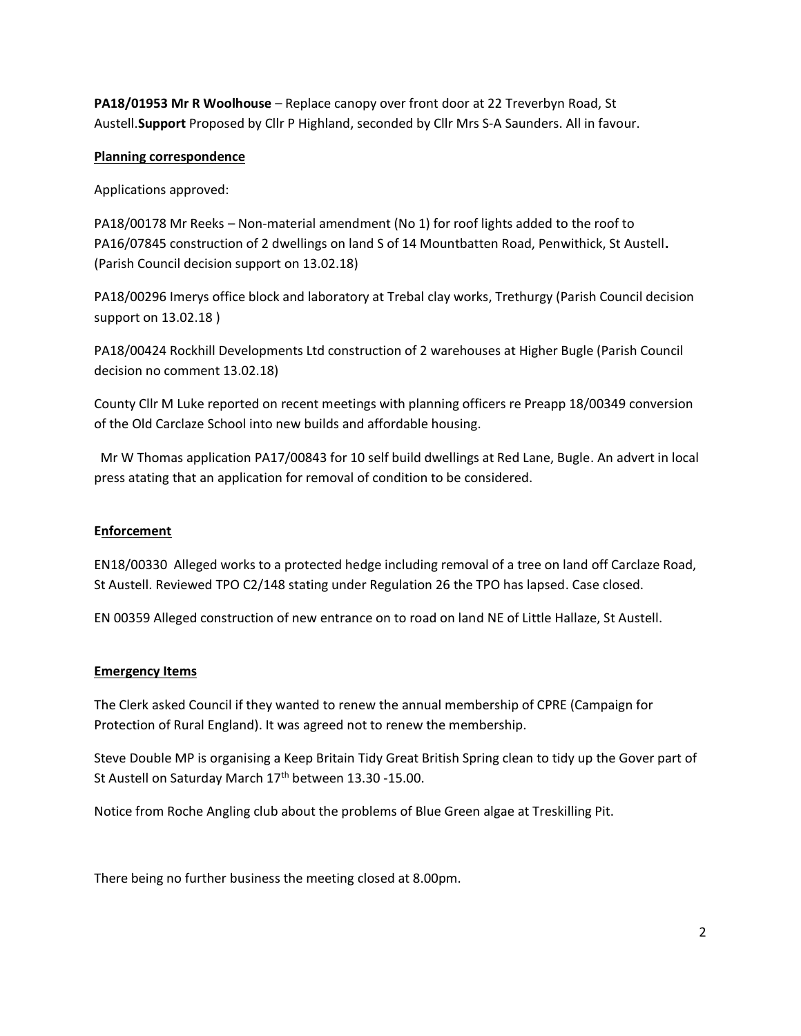**PA18/01953 Mr R Woolhouse** – Replace canopy over front door at 22 Treverbyn Road, St Austell.**Support** Proposed by Cllr P Highland, seconded by Cllr Mrs S-A Saunders. All in favour.

**Planning correspondence**

Applications approved:

PA18/00178 Mr Reeks – Non-material amendment (No 1) for roof lights added to the roof to PA16/07845 construction of 2 dwellings on land S of 14 Mountbatten Road, Penwithick, St Austell**.** (Parish Council decision support on 13.02.18)

PA18/00296 Imerys office block and laboratory at Trebal clay works, Trethurgy (Parish Council decision support on 13.02.18 )

PA18/00424 Rockhill Developments Ltd construction of 2 warehouses at Higher Bugle (Parish Council decision no comment 13.02.18)

County Cllr M Luke reported on recent meetings with planning officers re Preapp 18/00349 conversion of the Old Carclaze School into new builds and affordable housing.

Mr W Thomas application PA17/00843 for 10 self build dwellings at Red Lane, Bugle. An advert in local press atating that an application for removal of condition to be considered.

**Enforcement**

EN18/00330 Alleged works to a protected hedge including removal of a tree on land off Carclaze Road, St Austell. Reviewed TPO C2/148 stating under Regulation 26 the TPO has lapsed. Case closed.

EN 00359 Alleged construction of new entrance on to road on land NE of Little Hallaze, St Austell.

**Emergency Items**

The Clerk asked Council if they wanted to renew the annual membership of CPRE (Campaign for Protection of Rural England). It was agreed not to renew the membership.

Steve Double MP is organising a Keep Britain Tidy Great British Spring clean to tidy up the Gover part of St Austell on Saturday March 17th between 13.30 -15.00.

Notice from Roche Angling club about the problems of Blue Green algae at Treskilling Pit.

There being no further business the meeting closed at 8.00pm.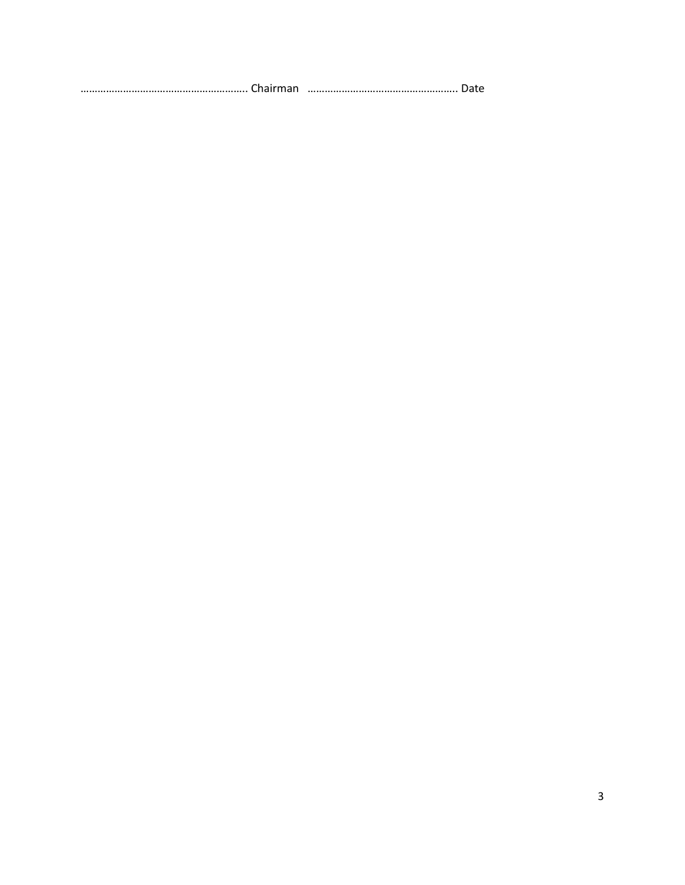…………………………………………………. Chairman   ……………………………………………. Date